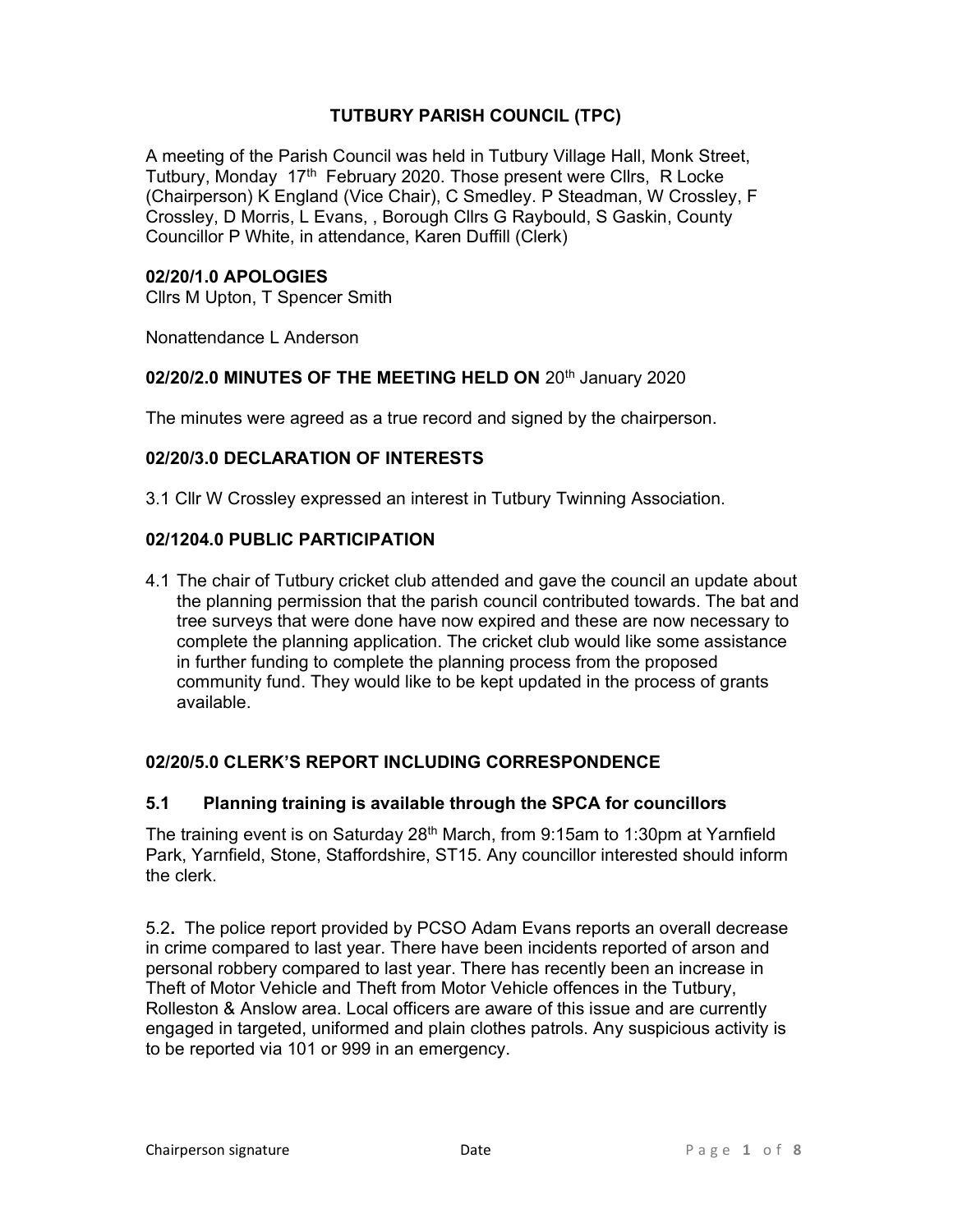# TUTBURY PARISH COUNCIL (TPC)

A meeting of the Parish Council was held in Tutbury Village Hall, Monk Street, Tutbury, Monday 17th February 2020. Those present were Cllrs, R Locke (Chairperson) K England (Vice Chair), C Smedley. P Steadman, W Crossley, F Crossley, D Morris, L Evans, , Borough Cllrs G Raybould, S Gaskin, County Councillor P White, in attendance, Karen Duffill (Clerk)

## 02/20/1.0 APOLOGIES

Cllrs M Upton, T Spencer Smith

Nonattendance L Anderson

## 02/20/2.0 MINUTES OF THE MEETING HELD ON 20th January 2020

The minutes were agreed as a true record and signed by the chairperson.

## 02/20/3.0 DECLARATION OF INTERESTS

3.1 Cllr W Crossley expressed an interest in Tutbury Twinning Association.

## 02/1204.0 PUBLIC PARTICIPATION

4.1 The chair of Tutbury cricket club attended and gave the council an update about the planning permission that the parish council contributed towards. The bat and tree surveys that were done have now expired and these are now necessary to complete the planning application. The cricket club would like some assistance in further funding to complete the planning process from the proposed community fund. They would like to be kept updated in the process of grants available.

## 02/20/5.0 CLERK'S REPORT INCLUDING CORRESPONDENCE

### 5.1 Planning training is available through the SPCA for councillors

The training event is on Saturday 28th March, from 9:15am to 1:30pm at Yarnfield Park, Yarnfield, Stone, Staffordshire, ST15. Any councillor interested should inform the clerk.

5.2. The police report provided by PCSO Adam Evans reports an overall decrease in crime compared to last year. There have been incidents reported of arson and personal robbery compared to last year. There has recently been an increase in Theft of Motor Vehicle and Theft from Motor Vehicle offences in the Tutbury, Rolleston & Anslow area. Local officers are aware of this issue and are currently engaged in targeted, uniformed and plain clothes patrols. Any suspicious activity is to be reported via 101 or 999 in an emergency.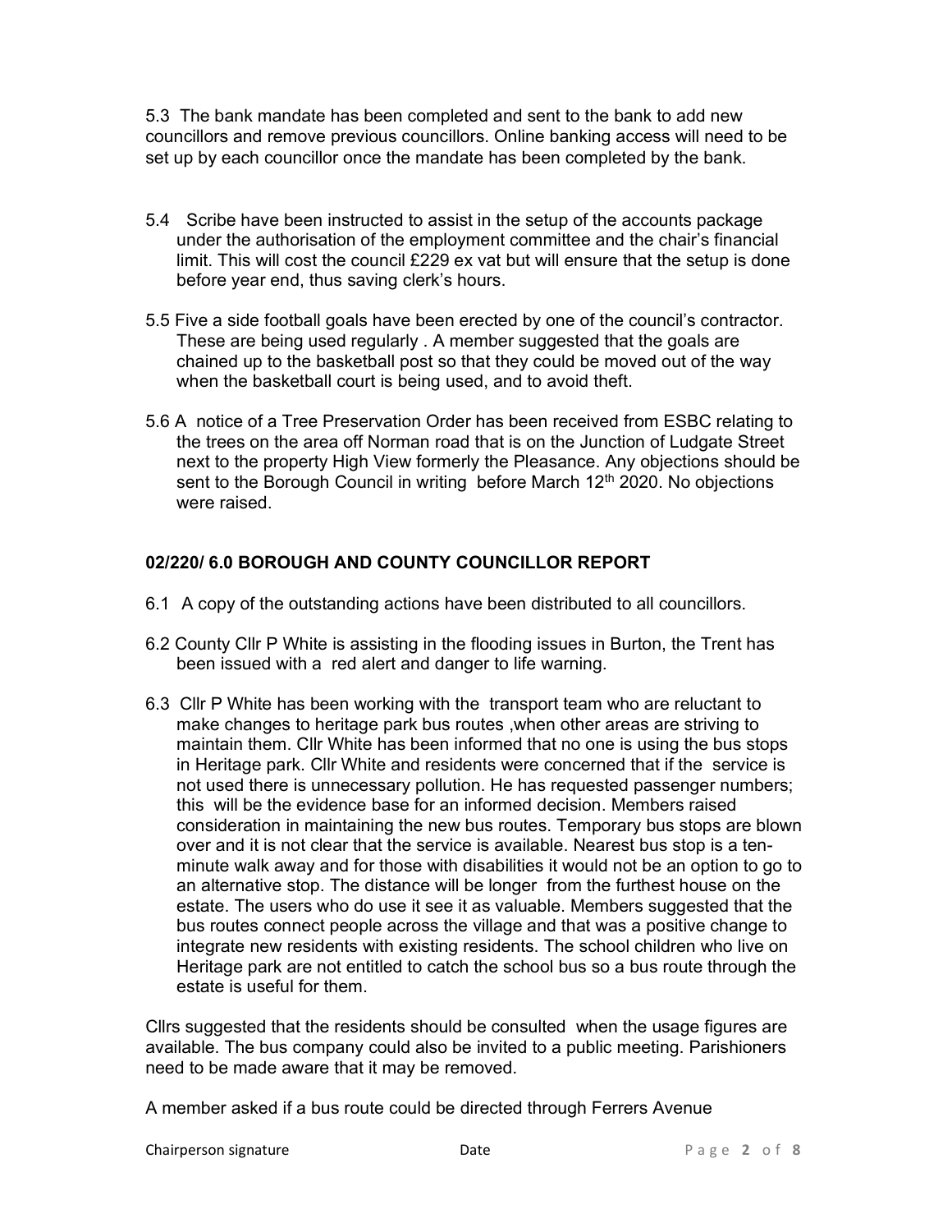5.3 The bank mandate has been completed and sent to the bank to add new councillors and remove previous councillors. Online banking access will need to be set up by each councillor once the mandate has been completed by the bank.

5.4 Scribe have been instructed to assist in the setup of the accounts package under the authorisation of the employment committee and the chair's financial limit. This will cost the council £229 ex vat but will ensure that the setup is done before year end, thus saving clerk's hours.

5.5 Five a side football goals have been erected by one of the council's contractor. These are being used regularly . A member suggested that the goals are chained up to the basketball post so that they could be moved out of the way when the basketball court is being used, and to avoid theft.

5.6 A notice of a Tree Preservation Order has been received from ESBC relating to the trees on the area off Norman road that is on the Junction of Ludgate Street next to the property High View formerly the Pleasance. Any objections should be sent to the Borough Council in writing before March 12th 2020. No objections were raised.

**02/220/ 6.0 BOROUGH AND COUNTY COUNCILLOR REPORT**

6.1 A copy of the outstanding actions have been distributed to all councillors.

6.2 County Cllr P White is assisting in the flooding issues in Burton, the Trent has been issued with a red alert and danger to life warning.

6.3 Cllr P White has been working with the transport team who are reluctant to make changes to heritage park bus routes ,when other areas are striving to maintain them. Cllr White has been informed that no one is using the bus stops in Heritage park. Cllr White and residents were concerned that if the service is not used there is unnecessary pollution. He has requested passenger numbers; this will be the evidence base for an informed decision. Members raised consideration in maintaining the new bus routes. Temporary bus stops are blown over and it is not clear that the service is available. Nearest bus stop is a ten-minute walk away and for those with disabilities it would not be an option to go to an alternative stop. The distance will be longer from the furthest house on the estate. The users who do use it see it as valuable. Members suggested that the bus routes connect people across the village and that was a positive change to integrate new residents with existing residents. The school children who live on Heritage park are not entitled to catch the school bus so a bus route through the estate is useful for them.

Cllrs suggested that the residents should be consulted when the usage figures are available. The bus company could also be invited to a public meeting. Parishioners need to be made aware that it may be removed.

A member asked if a bus route could be directed through Ferrers Avenue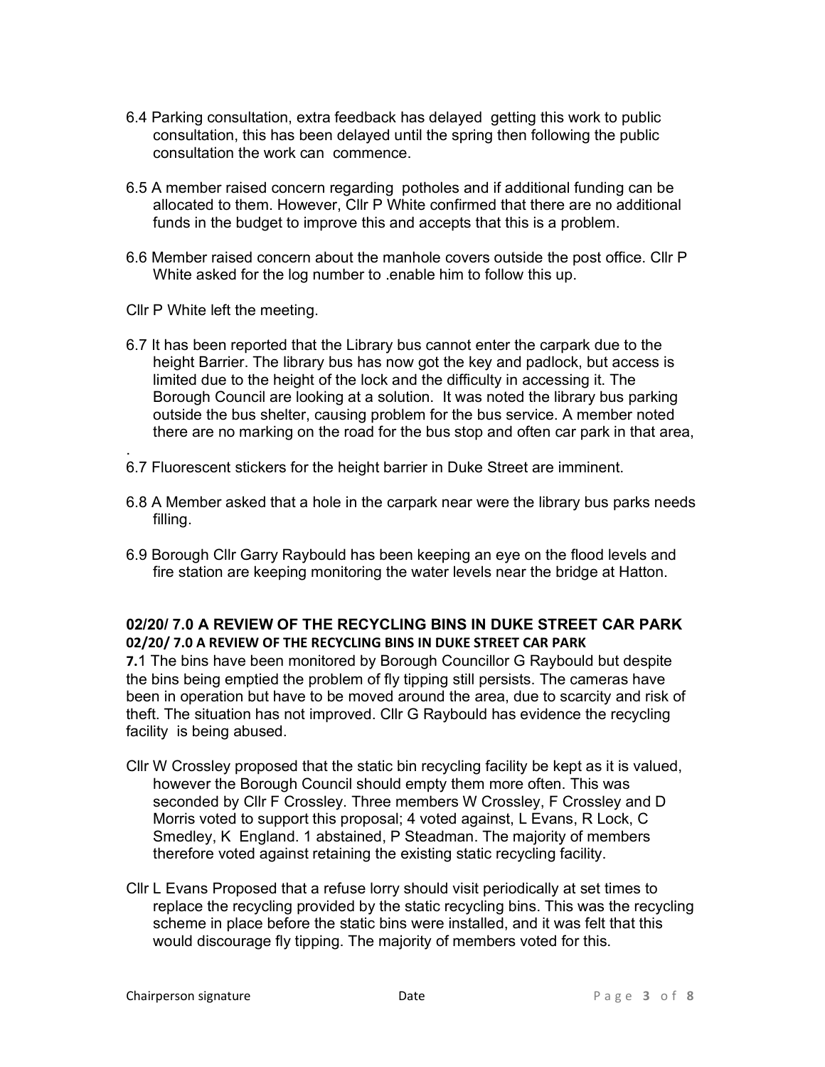6.4 Parking consultation, extra feedback has delayed getting this work to public consultation, this has been delayed until the spring then following the public consultation the work can commence.

6.5 A member raised concern regarding potholes and if additional funding can be allocated to them. However, Cllr P White confirmed that there are no additional funds in the budget to improve this and accepts that this is a problem.

6.6 Member raised concern about the manhole covers outside the post office. Cllr P White asked for the log number to .enable him to follow this up.

Cllr P White left the meeting.

6.7 It has been reported that the Library bus cannot enter the carpark due to the height Barrier. The library bus has now got the key and padlock, but access is limited due to the height of the lock and the difficulty in accessing it. The Borough Council are looking at a solution. It was noted the library bus parking outside the bus shelter, causing problem for the bus service. A member noted there are no marking on the road for the bus stop and often car park in that area,

.

6.7 Fluorescent stickers for the height barrier in Duke Street are imminent.

6.8 A Member asked that a hole in the carpark near were the library bus parks needs filling.

6.9 Borough Cllr Garry Raybould has been keeping an eye on the flood levels and fire station are keeping monitoring the water levels near the bridge at Hatton.

## 02/20/ 7.0 A REVIEW OF THE RECYCLING BINS IN DUKE STREET CAR PARK

**02/20/ 7.0 A REVIEW OF THE RECYCLING BINS IN DUKE STREET CAR PARK**

**7.**1 The bins have been monitored by Borough Councillor G Raybould but despite the bins being emptied the problem of fly tipping still persists. The cameras have been in operation but have to be moved around the area, due to scarcity and risk of theft. The situation has not improved. Cllr G Raybould has evidence the recycling facility is being abused.

Cllr W Crossley proposed that the static bin recycling facility be kept as it is valued, however the Borough Council should empty them more often. This was seconded by Cllr F Crossley. Three members W Crossley, F Crossley and D Morris voted to support this proposal; 4 voted against, L Evans, R Lock, C Smedley, K England. 1 abstained, P Steadman. The majority of members therefore voted against retaining the existing static recycling facility.

Cllr L Evans Proposed that a refuse lorry should visit periodically at set times to replace the recycling provided by the static recycling bins. This was the recycling scheme in place before the static bins were installed, and it was felt that this would discourage fly tipping. The majority of members voted for this.

Chairperson signature Date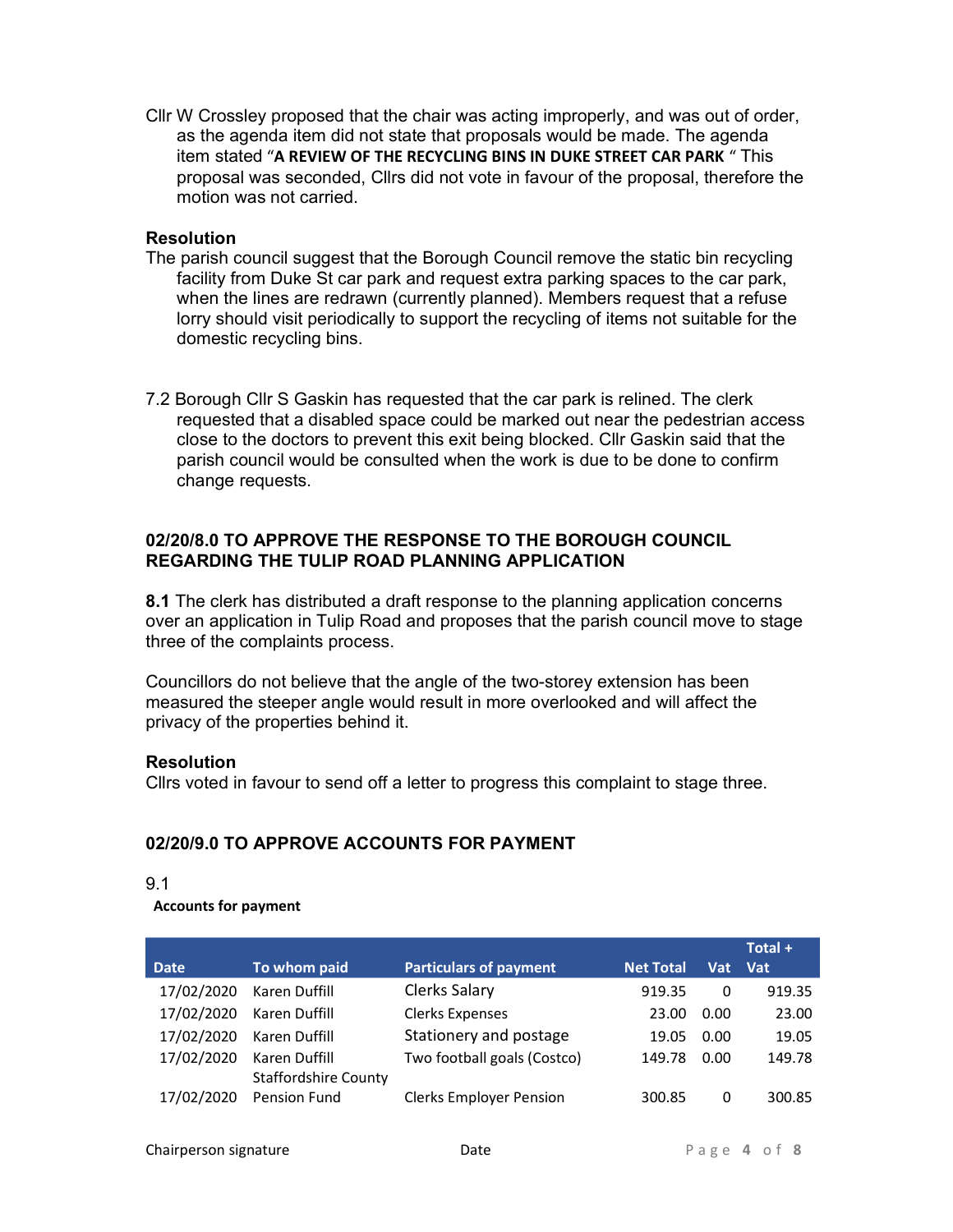Cllr W Crossley proposed that the chair was acting improperly, and was out of order, as the agenda item did not state that proposals would be made. The agenda item stated "**A REVIEW OF THE RECYCLING BINS IN DUKE STREET CAR PARK** " This proposal was seconded, Cllrs did not vote in favour of the proposal, therefore the motion was not carried.

**Resolution**

The parish council suggest that the Borough Council remove the static bin recycling facility from Duke St car park and request extra parking spaces to the car park, when the lines are redrawn (currently planned). Members request that a refuse lorry should visit periodically to support the recycling of items not suitable for the domestic recycling bins.

7.2 Borough Cllr S Gaskin has requested that the car park is relined. The clerk requested that a disabled space could be marked out near the pedestrian access close to the doctors to prevent this exit being blocked. Cllr Gaskin said that the parish council would be consulted when the work is due to be done to confirm change requests.

### 02/20/8.0 TO APPROVE THE RESPONSE TO THE BOROUGH COUNCIL REGARDING THE TULIP ROAD PLANNING APPLICATION

**8.1** The clerk has distributed a draft response to the planning application concerns over an application in Tulip Road and proposes that the parish council move to stage three of the complaints process.

Councillors do not believe that the angle of the two-storey extension has been measured the steeper angle would result in more overlooked and will affect the privacy of the properties behind it.

**Resolution**

Cllrs voted in favour to send off a letter to progress this complaint to stage three.

### 02/20/9.0 TO APPROVE ACCOUNTS FOR PAYMENT

9.1

**Accounts for payment**

| Date | To whom paid | Particulars of payment | Net Total | Vat | Total + Vat |
|---|---|---|---|---|---|
| 17/02/2020 | Karen Duffill | Clerks Salary | 919.35 | 0 | 919.35 |
| 17/02/2020 | Karen Duffill | Clerks Expenses | 23.00 | 0.00 | 23.00 |
| 17/02/2020 | Karen Duffill | Stationery and postage | 19.05 | 0.00 | 19.05 |
| 17/02/2020 | Karen Duffill | Two football goals (Costco) | 149.78 | 0.00 | 149.78 |
| 17/02/2020 | Staffordshire County Pension Fund | Clerks Employer Pension | 300.85 | 0 | 300.85 |

Chairperson signature Date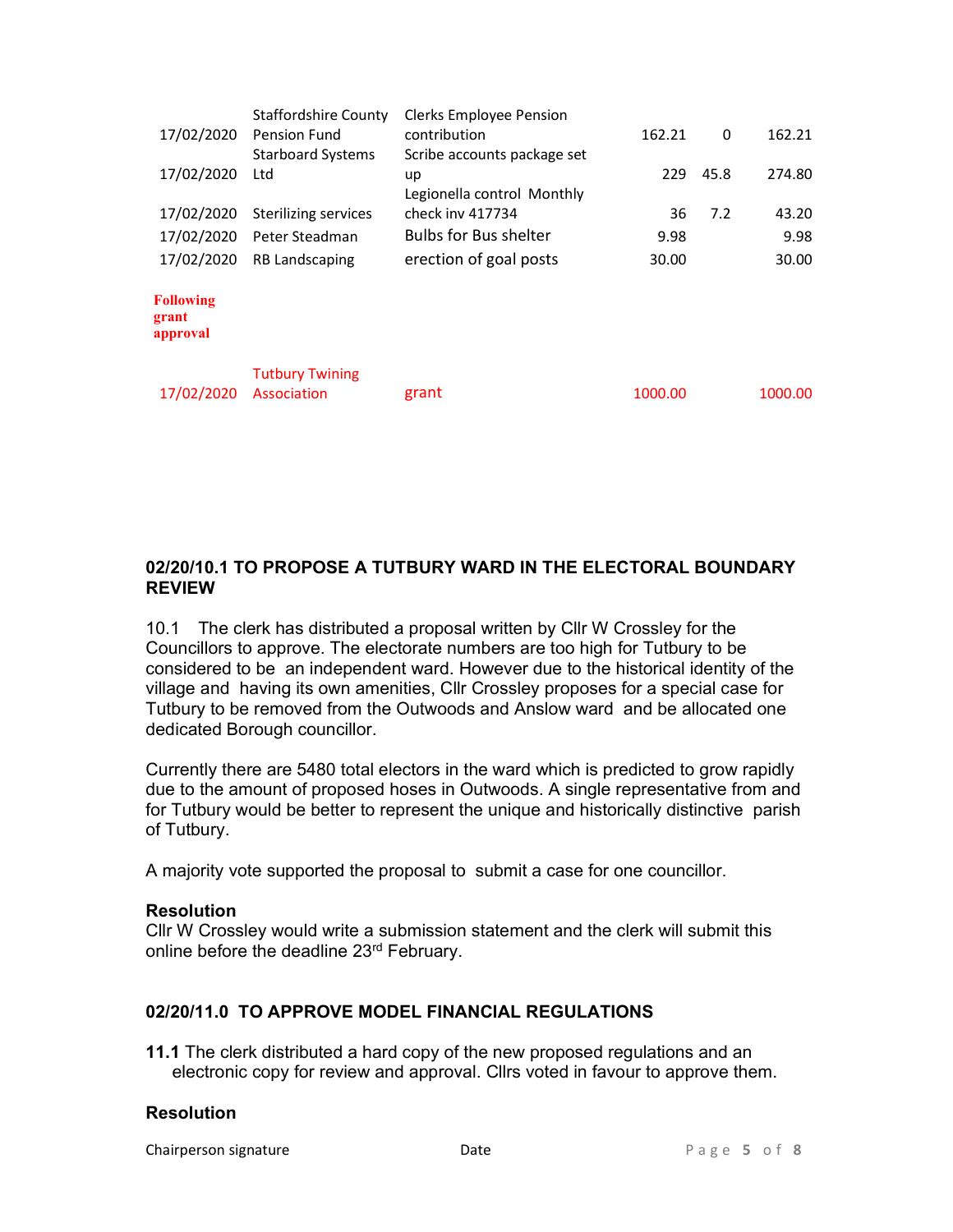| | | | | | |
|---|---|---|---|---|---|
| 17/02/2020 | Staffordshire County Pension Fund | Clerks Employee Pension contribution | 162.21 | 0 | 162.21 |
| 17/02/2020 | Starboard Systems Ltd | Scribe accounts package set up | 229 | 45.8 | 274.80 |
| 17/02/2020 | Sterilizing services | Legionella control Monthly check inv 417734 | 36 | 7.2 | 43.20 |
| 17/02/2020 | Peter Steadman | Bulbs for Bus shelter | 9.98 | | 9.98 |
| 17/02/2020 | RB Landscaping | erection of goal posts | 30.00 | | 30.00 |
| **Following grant approval** | | | | | |
| 17/02/2020 | Tutbury Twining Association | grant | 1000.00 | | 1000.00 |

### 02/20/10.1 TO PROPOSE A TUTBURY WARD IN THE ELECTORAL BOUNDARY REVIEW

10.1 The clerk has distributed a proposal written by Cllr W Crossley for the Councillors to approve. The electorate numbers are too high for Tutbury to be considered to be an independent ward. However due to the historical identity of the village and having its own amenities, Cllr Crossley proposes for a special case for Tutbury to be removed from the Outwoods and Anslow ward and be allocated one dedicated Borough councillor.

Currently there are 5480 total electors in the ward which is predicted to grow rapidly due to the amount of proposed hoses in Outwoods. A single representative from and for Tutbury would be better to represent the unique and historically distinctive parish of Tutbury.

A majority vote supported the proposal to submit a case for one councillor.

**Resolution**
Cllr W Crossley would write a submission statement and the clerk will submit this online before the deadline 23rd February.

### 02/20/11.0 TO APPROVE MODEL FINANCIAL REGULATIONS

**11.1** The clerk distributed a hard copy of the new proposed regulations and an electronic copy for review and approval. Cllrs voted in favour to approve them.

**Resolution**

Chairperson signature Date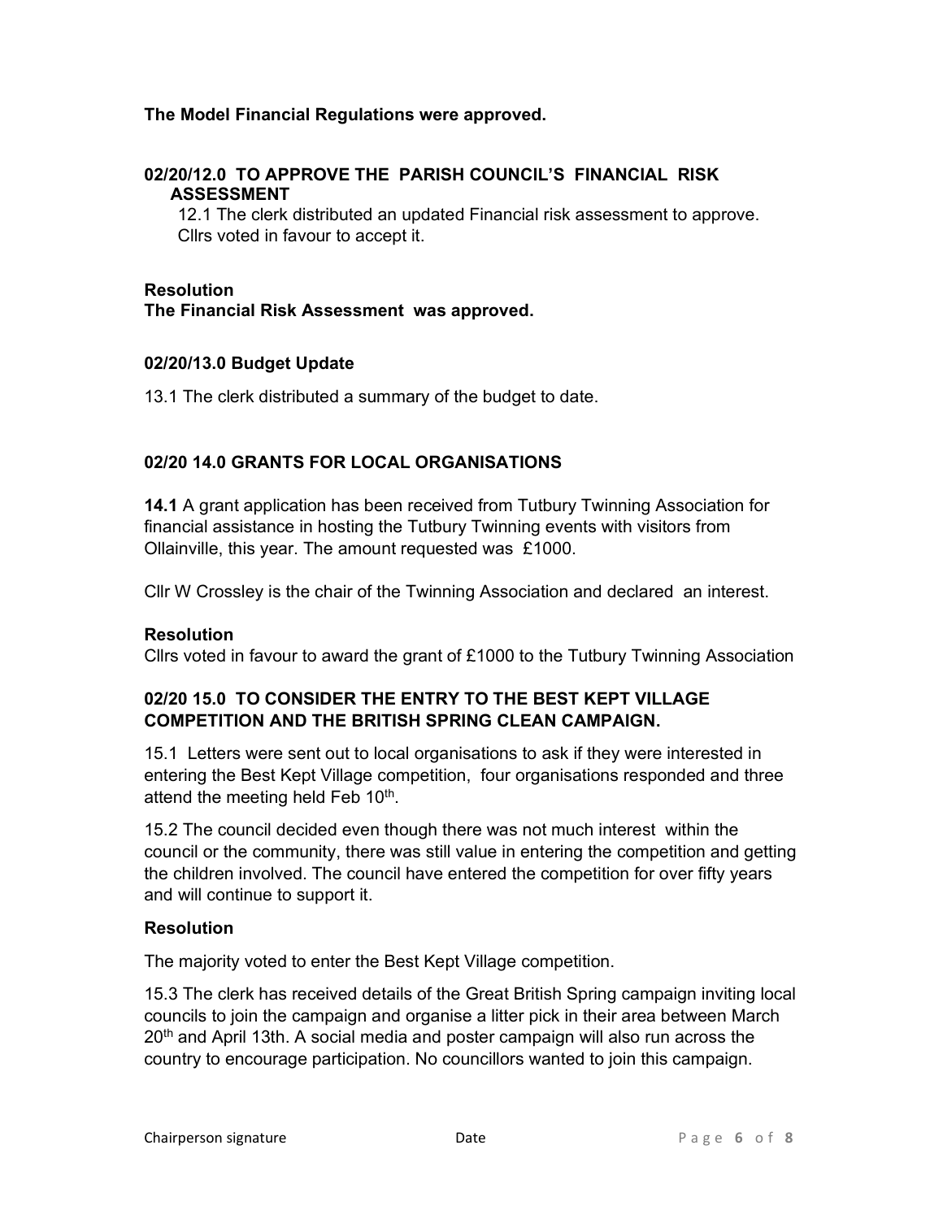**The Model Financial Regulations were approved.**

### 02/20/12.0 TO APPROVE THE PARISH COUNCIL'S FINANCIAL RISK ASSESSMENT

12.1 The clerk distributed an updated Financial risk assessment to approve. Cllrs voted in favour to accept it.

**Resolution**
**The Financial Risk Assessment was approved.**

### 02/20/13.0 Budget Update

13.1 The clerk distributed a summary of the budget to date.

### 02/20 14.0 GRANTS FOR LOCAL ORGANISATIONS

**14.1** A grant application has been received from Tutbury Twinning Association for financial assistance in hosting the Tutbury Twinning events with visitors from Ollainville, this year. The amount requested was £1000.

Cllr W Crossley is the chair of the Twinning Association and declared an interest.

**Resolution**
Cllrs voted in favour to award the grant of £1000 to the Tutbury Twinning Association

### 02/20 15.0 TO CONSIDER THE ENTRY TO THE BEST KEPT VILLAGE COMPETITION AND THE BRITISH SPRING CLEAN CAMPAIGN.

15.1 Letters were sent out to local organisations to ask if they were interested in entering the Best Kept Village competition, four organisations responded and three attend the meeting held Feb 10th.

15.2 The council decided even though there was not much interest within the council or the community, there was still value in entering the competition and getting the children involved. The council have entered the competition for over fifty years and will continue to support it.

**Resolution**

The majority voted to enter the Best Kept Village competition.

15.3 The clerk has received details of the Great British Spring campaign inviting local councils to join the campaign and organise a litter pick in their area between March 20th and April 13th. A social media and poster campaign will also run across the country to encourage participation. No councillors wanted to join this campaign.

Chairperson signature Date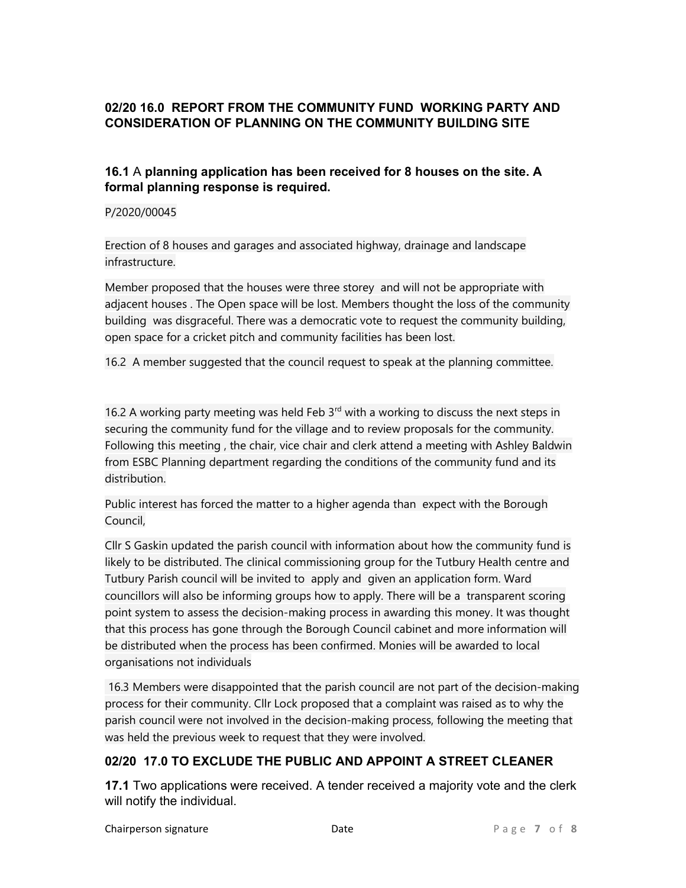### 02/20 16.0 REPORT FROM THE COMMUNITY FUND WORKING PARTY AND CONSIDERATION OF PLANNING ON THE COMMUNITY BUILDING SITE

**16.1** A **planning application has been received for 8 houses on the site. A formal planning response is required.**

P/2020/00045

Erection of 8 houses and garages and associated highway, drainage and landscape infrastructure.

Member proposed that the houses were three storey and will not be appropriate with adjacent houses . The Open space will be lost. Members thought the loss of the community building was disgraceful. There was a democratic vote to request the community building, open space for a cricket pitch and community facilities has been lost.

16.2 A member suggested that the council request to speak at the planning committee.

16.2 A working party meeting was held Feb 3rd with a working to discuss the next steps in securing the community fund for the village and to review proposals for the community. Following this meeting , the chair, vice chair and clerk attend a meeting with Ashley Baldwin from ESBC Planning department regarding the conditions of the community fund and its distribution.

Public interest has forced the matter to a higher agenda than expect with the Borough Council,

Cllr S Gaskin updated the parish council with information about how the community fund is likely to be distributed. The clinical commissioning group for the Tutbury Health centre and Tutbury Parish council will be invited to apply and given an application form. Ward councillors will also be informing groups how to apply. There will be a transparent scoring point system to assess the decision-making process in awarding this money. It was thought that this process has gone through the Borough Council cabinet and more information will be distributed when the process has been confirmed. Monies will be awarded to local organisations not individuals

16.3 Members were disappointed that the parish council are not part of the decision-making process for their community. Cllr Lock proposed that a complaint was raised as to why the parish council were not involved in the decision-making process, following the meeting that was held the previous week to request that they were involved.

### 02/20 17.0 TO EXCLUDE THE PUBLIC AND APPOINT A STREET CLEANER

**17.1** Two applications were received. A tender received a majority vote and the clerk will notify the individual.

Chairperson signature Date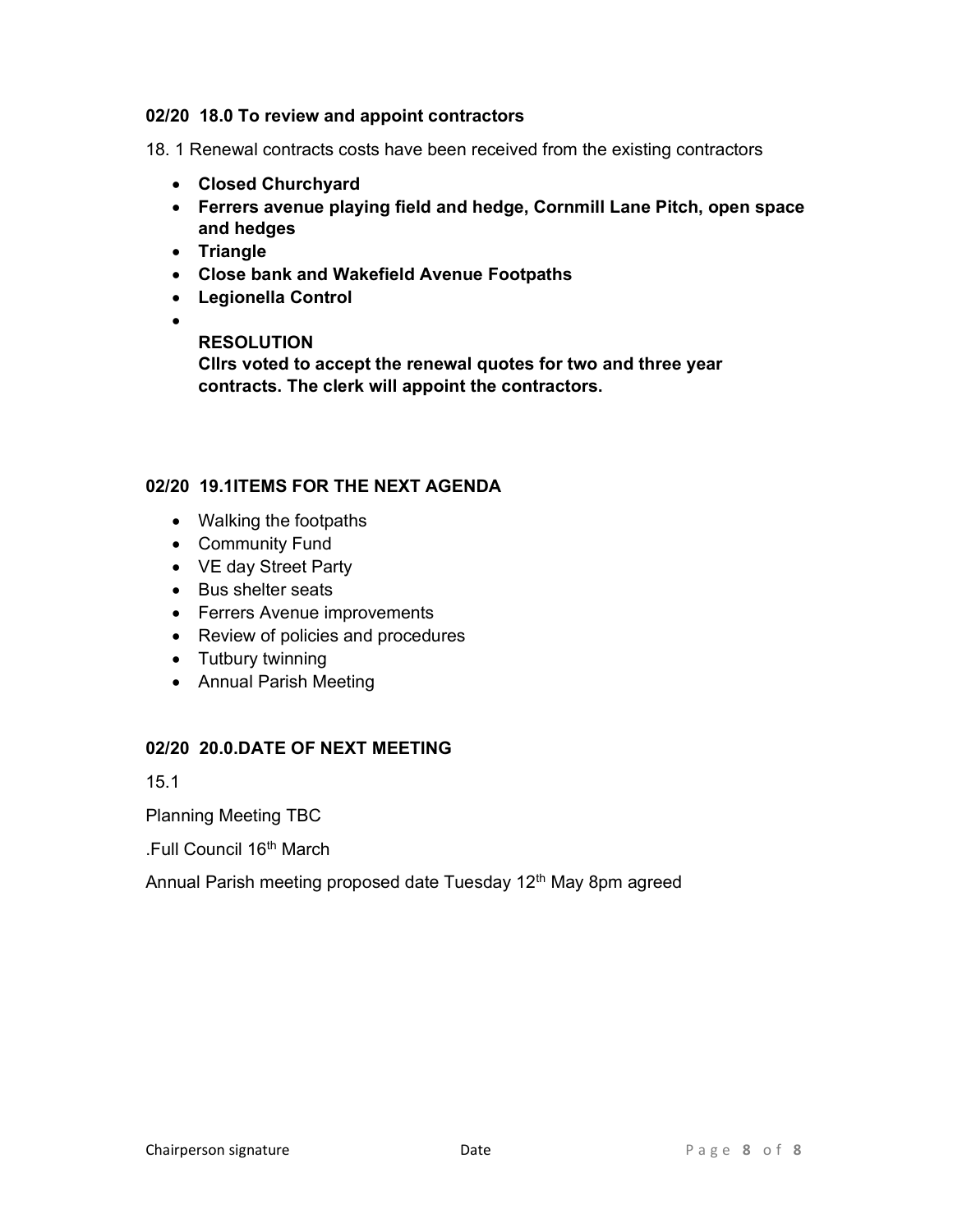### 02/20 18.0 To review and appoint contractors

18. 1 Renewal contracts costs have been received from the existing contractors

- **Closed Churchyard**
- **Ferrers avenue playing field and hedge, Cornmill Lane Pitch, open space and hedges**
- **Triangle**
- **Close bank and Wakefield Avenue Footpaths**
- **Legionella Control**
-

**RESOLUTION**
**Cllrs voted to accept the renewal quotes for two and three year contracts. The clerk will appoint the contractors.**

### 02/20 19.1ITEMS FOR THE NEXT AGENDA

- Walking the footpaths
- Community Fund
- VE day Street Party
- Bus shelter seats
- Ferrers Avenue improvements
- Review of policies and procedures
- Tutbury twinning
- Annual Parish Meeting

### 02/20 20.0.DATE OF NEXT MEETING

15.1

Planning Meeting TBC

.Full Council 16th March

Annual Parish meeting proposed date Tuesday 12th May 8pm agreed

Chairperson signature Date